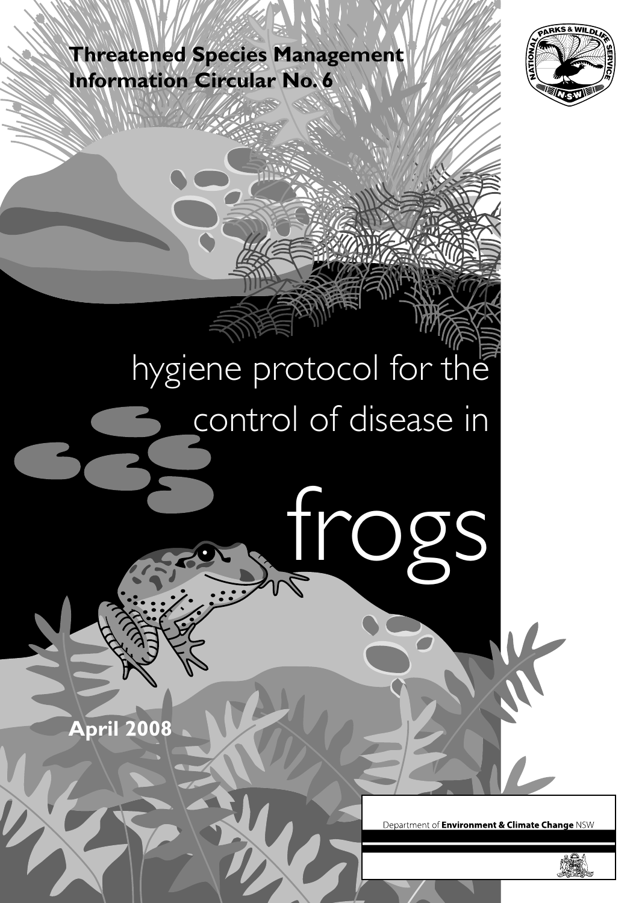**Threatened Species Management Information Circular No. 6**

# hygiene protocol for the control of disease in frogs

**April 2008**

Department of **Environment & Climate Change** NSW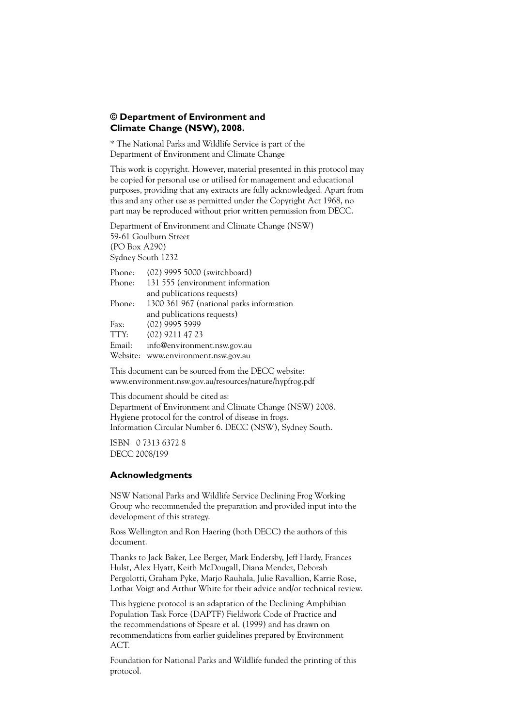**© Department of Environment and Climate Change (NSW), 2008.**

* The National Parks and Wildlife Service is part of the Department of Environment and Climate Change

This work is copyright. However, material presented in this protocol may be copied for personal use or utilised for management and educational purposes, providing that any extracts are fully acknowledged. Apart from this and any other use as permitted under the Copyright Act 1968, no part may be reproduced without prior written permission from DECC.

Department of Environment and Climate Change (NSW)
59-61 Goulburn Street
(PO Box A290)
Sydney South 1232

Phone: (02) 9995 5000 (switchboard)
Phone: 131 555 (environment information and publications requests)
Phone: 1300 361 967 (national parks information and publications requests)
Fax: (02) 9995 5999
TTY: (02) 9211 47 23
Email: info@environment.nsw.gov.au
Website: www.environment.nsw.gov.au

This document can be sourced from the DECC website:
www.environment.nsw.gov.au/resources/nature/hypfrog.pdf

This document should be cited as:
Department of Environment and Climate Change (NSW) 2008.
Hygiene protocol for the control of disease in frogs.
Information Circular Number 6. DECC (NSW), Sydney South.

ISBN 0 7313 6372 8
DECC 2008/199

## Acknowledgments

NSW National Parks and Wildlife Service Declining Frog Working Group who recommended the preparation and provided input into the development of this strategy.

Ross Wellington and Ron Haering (both DECC) the authors of this document.

Thanks to Jack Baker, Lee Berger, Mark Endersby, Jeff Hardy, Frances Hulst, Alex Hyatt, Keith McDougall, Diana Mendez, Deborah Pergolotti, Graham Pyke, Marjo Rauhala, Julie Ravallion, Karrie Rose, Lothar Voigt and Arthur White for their advice and/or technical review.

This hygiene protocol is an adaptation of the Declining Amphibian Population Task Force (DAPTF) Fieldwork Code of Practice and the recommendations of Speare et al. (1999) and has drawn on recommendations from earlier guidelines prepared by Environment ACT.

Foundation for National Parks and Wildlife funded the printing of this protocol.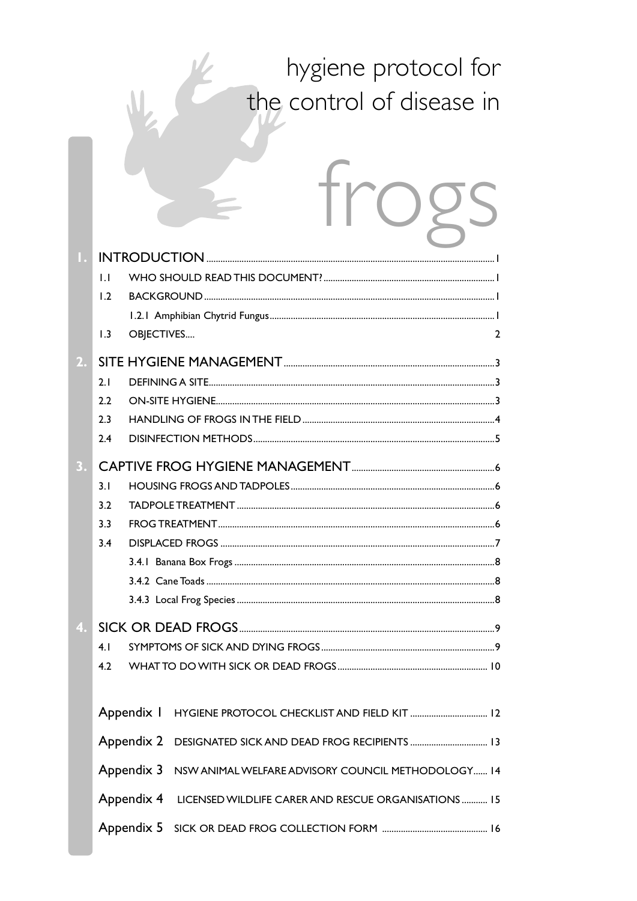# hygiene protocol for the control of disease in frogs

1. INTRODUCTION ........ 1
   - 1.1 WHO SHOULD READ THIS DOCUMENT? ........ 1
   - 1.2 BACKGROUND ........ 1
     - 1.2.1 Amphibian Chytrid Fungus ........ 1
   - 1.3 OBJECTIVES.... 2
2. SITE HYGIENE MANAGEMENT ........ 3
   - 2.1 DEFINING A SITE ........ 3
   - 2.2 ON-SITE HYGIENE ........ 3
   - 2.3 HANDLING OF FROGS IN THE FIELD ........ 4
   - 2.4 DISINFECTION METHODS ........ 5
3. CAPTIVE FROG HYGIENE MANAGEMENT ........ 6
   - 3.1 HOUSING FROGS AND TADPOLES ........ 6
   - 3.2 TADPOLE TREATMENT ........ 6
   - 3.3 FROG TREATMENT ........ 6
   - 3.4 DISPLACED FROGS ........ 7
     - 3.4.1 Banana Box Frogs ........ 8
     - 3.4.2 Cane Toads ........ 8
     - 3.4.3 Local Frog Species ........ 8
4. SICK OR DEAD FROGS ........ 9
   - 4.1 SYMPTOMS OF SICK AND DYING FROGS ........ 9
   - 4.2 WHAT TO DO WITH SICK OR DEAD FROGS ........ 10

Appendix 1 HYGIENE PROTOCOL CHECKLIST AND FIELD KIT ........ 12

Appendix 2 DESIGNATED SICK AND DEAD FROG RECIPIENTS ........ 13

Appendix 3 NSW ANIMAL WELFARE ADVISORY COUNCIL METHODOLOGY...... 14

Appendix 4 LICENSED WILDLIFE CARER AND RESCUE ORGANISATIONS ........ 15

Appendix 5 SICK OR DEAD FROG COLLECTION FORM ........ 16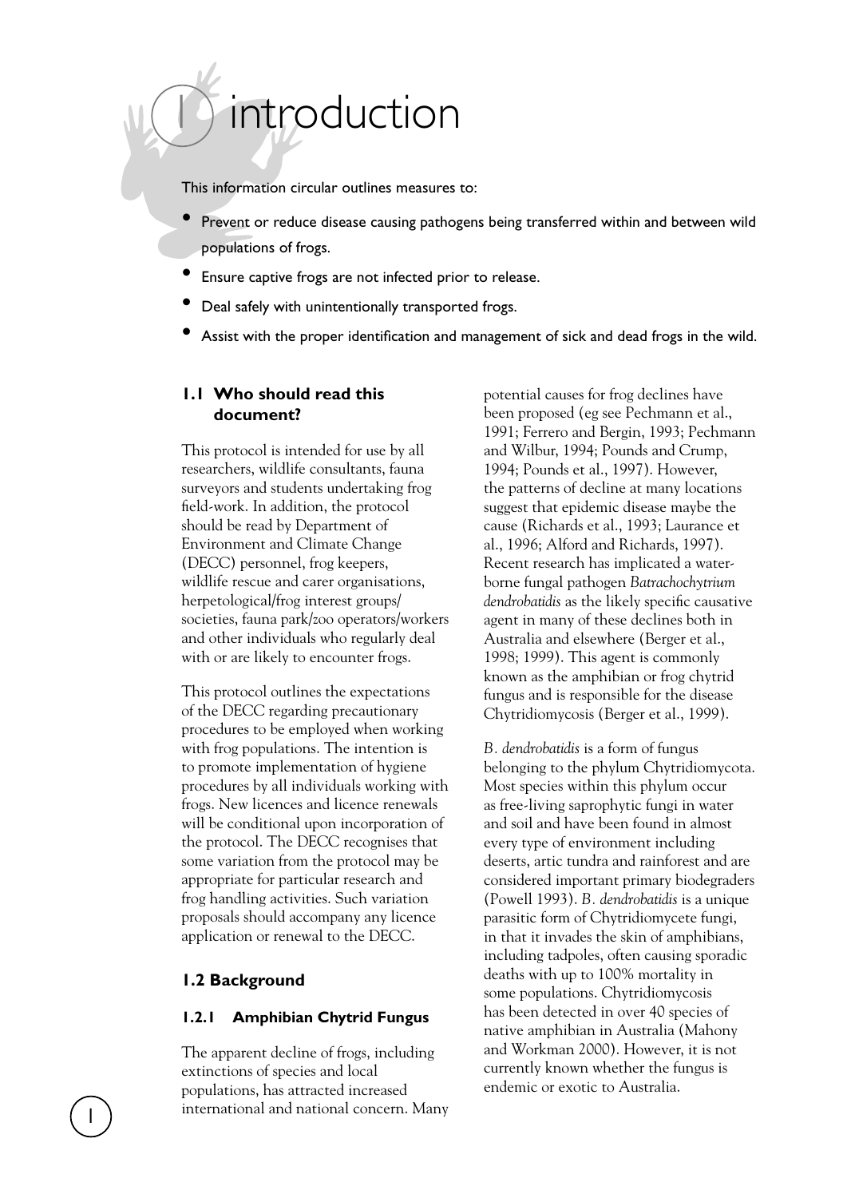# 1 introduction

This information circular outlines measures to:

- Prevent or reduce disease causing pathogens being transferred within and between wild populations of frogs.
- Ensure captive frogs are not infected prior to release.
- Deal safely with unintentionally transported frogs.
- Assist with the proper identification and management of sick and dead frogs in the wild.

## 1.1 Who should read this document?

This protocol is intended for use by all researchers, wildlife consultants, fauna surveyors and students undertaking frog field-work. In addition, the protocol should be read by Department of Environment and Climate Change (DECC) personnel, frog keepers, wildlife rescue and carer organisations, herpetological/frog interest groups/ societies, fauna park/zoo operators/workers and other individuals who regularly deal with or are likely to encounter frogs.

This protocol outlines the expectations of the DECC regarding precautionary procedures to be employed when working with frog populations. The intention is to promote implementation of hygiene procedures by all individuals working with frogs. New licences and licence renewals will be conditional upon incorporation of the protocol. The DECC recognises that some variation from the protocol may be appropriate for particular research and frog handling activities. Such variation proposals should accompany any licence application or renewal to the DECC.

## 1.2 Background

### 1.2.1 Amphibian Chytrid Fungus

The apparent decline of frogs, including extinctions of species and local populations, has attracted increased international and national concern. Many potential causes for frog declines have been proposed (eg see Pechmann et al., 1991; Ferrero and Bergin, 1993; Pechmann and Wilbur, 1994; Pounds and Crump, 1994; Pounds et al., 1997). However, the patterns of decline at many locations suggest that epidemic disease maybe the cause (Richards et al., 1993; Laurance et al., 1996; Alford and Richards, 1997). Recent research has implicated a water-borne fungal pathogen *Batrachochytrium dendrobatidis* as the likely specific causative agent in many of these declines both in Australia and elsewhere (Berger et al., 1998; 1999). This agent is commonly known as the amphibian or frog chytrid fungus and is responsible for the disease Chytridiomycosis (Berger et al., 1999).

*B. dendrobatidis* is a form of fungus belonging to the phylum Chytridiomycota. Most species within this phylum occur as free-living saprophytic fungi in water and soil and have been found in almost every type of environment including deserts, artic tundra and rainforest and are considered important primary biodegraders (Powell 1993). *B. dendrobatidis* is a unique parasitic form of Chytridiomycete fungi, in that it invades the skin of amphibians, including tadpoles, often causing sporadic deaths with up to 100% mortality in some populations. Chytridiomycosis has been detected in over 40 species of native amphibian in Australia (Mahony and Workman 2000). However, it is not currently known whether the fungus is endemic or exotic to Australia.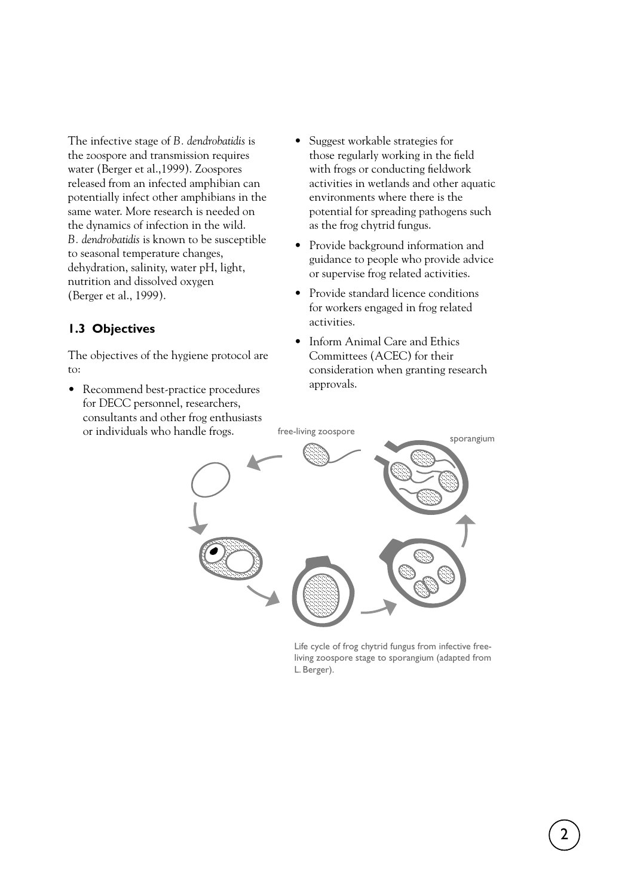The infective stage of *B. dendrobatidis* is the zoospore and transmission requires water (Berger et al.,1999). Zoospores released from an infected amphibian can potentially infect other amphibians in the same water. More research is needed on the dynamics of infection in the wild. *B. dendrobatidis* is known to be susceptible to seasonal temperature changes, dehydration, salinity, water pH, light, nutrition and dissolved oxygen (Berger et al., 1999).

### 1.3 Objectives

The objectives of the hygiene protocol are to:

- Recommend best-practice procedures for DECC personnel, researchers, consultants and other frog enthusiasts or individuals who handle frogs.
- Suggest workable strategies for those regularly working in the field with frogs or conducting fieldwork activities in wetlands and other aquatic environments where there is the potential for spreading pathogens such as the frog chytrid fungus.
- Provide background information and guidance to people who provide advice or supervise frog related activities.
- Provide standard licence conditions for workers engaged in frog related activities.
- Inform Animal Care and Ethics Committees (ACEC) for their consideration when granting research approvals.

Life cycle of frog chytrid fungus from infective free-living zoospore stage to sporangium (adapted from L. Berger).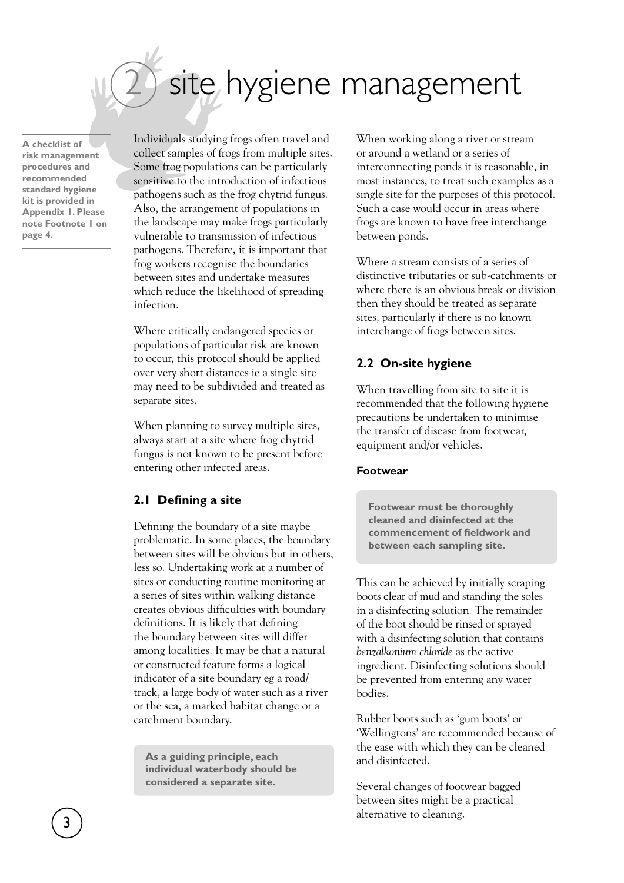# 2 site hygiene management

**A checklist of risk management procedures and recommended standard hygiene kit is provided in Appendix 1. Please note Footnote 1 on page 4.**

Individuals studying frogs often travel and collect samples of frogs from multiple sites. Some frog populations can be particularly sensitive to the introduction of infectious pathogens such as the frog chytrid fungus. Also, the arrangement of populations in the landscape may make frogs particularly vulnerable to transmission of infectious pathogens. Therefore, it is important that frog workers recognise the boundaries between sites and undertake measures which reduce the likelihood of spreading infection.

Where critically endangered species or populations of particular risk are known to occur, this protocol should be applied over very short distances ie a single site may need to be subdivided and treated as separate sites.

When planning to survey multiple sites, always start at a site where frog chytrid fungus is not known to be present before entering other infected areas.

## 2.1 Defining a site

Defining the boundary of a site maybe problematic. In some places, the boundary between sites will be obvious but in others, less so. Undertaking work at a number of sites or conducting routine monitoring at a series of sites within walking distance creates obvious difficulties with boundary definitions. It is likely that defining the boundary between sites will differ among localities. It may be that a natural or constructed feature forms a logical indicator of a site boundary eg a road/track, a large body of water such as a river or the sea, a marked habitat change or a catchment boundary.

**As a guiding principle, each individual waterbody should be considered a separate site.**

When working along a river or stream or around a wetland or a series of interconnecting ponds it is reasonable, in most instances, to treat such examples as a single site for the purposes of this protocol. Such a case would occur in areas where frogs are known to have free interchange between ponds.

Where a stream consists of a series of distinctive tributaries or sub-catchments or where there is an obvious break or division then they should be treated as separate sites, particularly if there is no known interchange of frogs between sites.

## 2.2 On-site hygiene

When travelling from site to site it is recommended that the following hygiene precautions be undertaken to minimise the transfer of disease from footwear, equipment and/or vehicles.

#### Footwear

**Footwear must be thoroughly cleaned and disinfected at the commencement of fieldwork and between each sampling site.**

This can be achieved by initially scraping boots clear of mud and standing the soles in a disinfecting solution. The remainder of the boot should be rinsed or sprayed with a disinfecting solution that contains *benzalkonium chloride* as the active ingredient. Disinfecting solutions should be prevented from entering any water bodies.

Rubber boots such as 'gum boots' or 'Wellingtons' are recommended because of the ease with which they can be cleaned and disinfected.

Several changes of footwear bagged between sites might be a practical alternative to cleaning.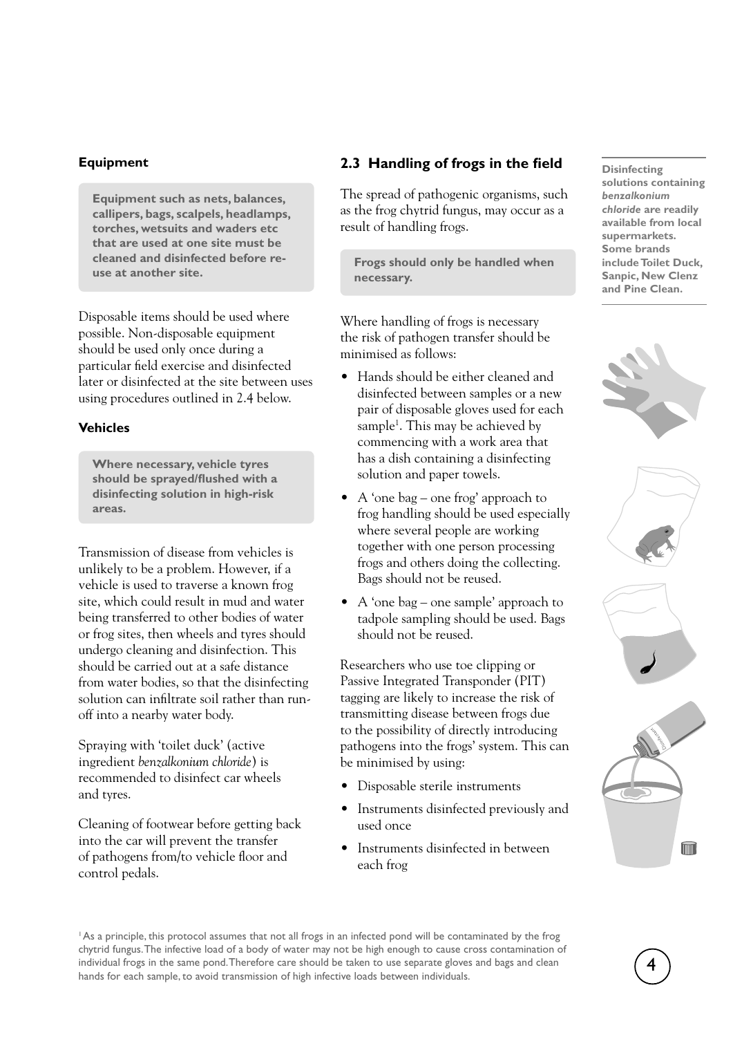### Equipment

**Equipment such as nets, balances, callipers, bags, scalpels, headlamps, torches, wetsuits and waders etc that are used at one site must be cleaned and disinfected before re-use at another site.**

Disposable items should be used where possible. Non-disposable equipment should be used only once during a particular field exercise and disinfected later or disinfected at the site between uses using procedures outlined in 2.4 below.

### Vehicles

**Where necessary, vehicle tyres should be sprayed/flushed with a disinfecting solution in high-risk areas.**

Transmission of disease from vehicles is unlikely to be a problem. However, if a vehicle is used to traverse a known frog site, which could result in mud and water being transferred to other bodies of water or frog sites, then wheels and tyres should undergo cleaning and disinfection. This should be carried out at a safe distance from water bodies, so that the disinfecting solution can infiltrate soil rather than run-off into a nearby water body.

Spraying with 'toilet duck' (active ingredient *benzalkonium chloride*) is recommended to disinfect car wheels and tyres.

Cleaning of footwear before getting back into the car will prevent the transfer of pathogens from/to vehicle floor and control pedals.

## 2.3 Handling of frogs in the field

The spread of pathogenic organisms, such as the frog chytrid fungus, may occur as a result of handling frogs.

**Frogs should only be handled when necessary.**

Where handling of frogs is necessary the risk of pathogen transfer should be minimised as follows:

- Hands should be either cleaned and disinfected between samples or a new pair of disposable gloves used for each sample[1]. This may be achieved by commencing with a work area that has a dish containing a disinfecting solution and paper towels.
- A 'one bag – one frog' approach to frog handling should be used especially where several people are working together with one person processing frogs and others doing the collecting. Bags should not be reused.
- A 'one bag – one sample' approach to tadpole sampling should be used. Bags should not be reused.

Researchers who use toe clipping or Passive Integrated Transponder (PIT) tagging are likely to increase the risk of transmitting disease between frogs due to the possibility of directly introducing pathogens into the frogs' system. This can be minimised by using:

- Disposable sterile instruments
- Instruments disinfected previously and used once
- Instruments disinfected in between each frog

**Disinfecting solutions containing *benzalkonium chloride* are readily available from local supermarkets. Some brands include Toilet Duck, Sanpic, New Clenz and Pine Clean.**

[1] As a principle, this protocol assumes that not all frogs in an infected pond will be contaminated by the frog chytrid fungus. The infective load of a body of water may not be high enough to cause cross contamination of individual frogs in the same pond. Therefore care should be taken to use separate gloves and bags and clean hands for each sample, to avoid transmission of high infective loads between individuals.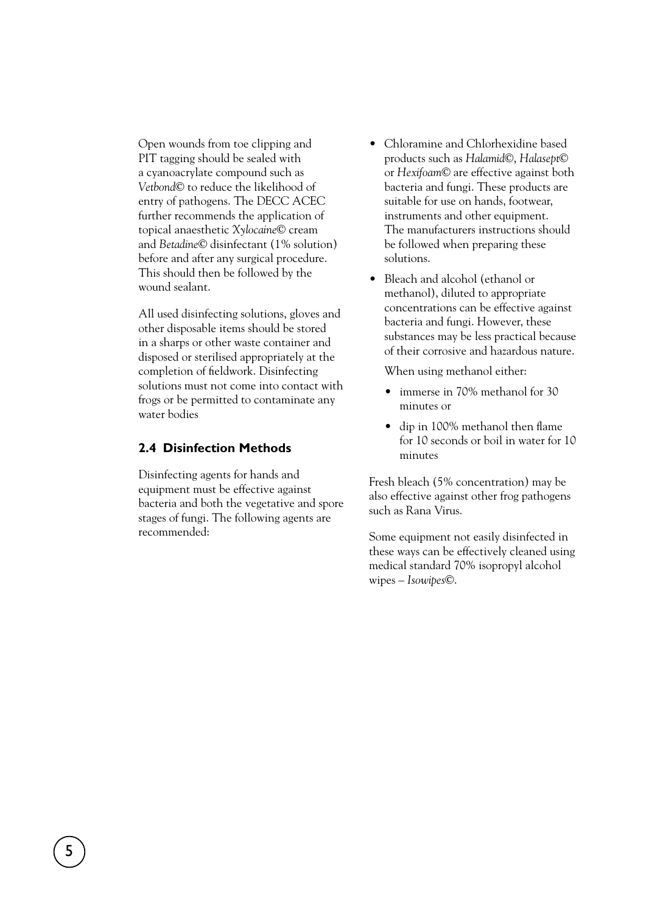Open wounds from toe clipping and PIT tagging should be sealed with a cyanoacrylate compound such as *Vetbond©* to reduce the likelihood of entry of pathogens. The DECC ACEC further recommends the application of topical anaesthetic *Xylocaine©* cream and *Betadine©* disinfectant (1% solution) before and after any surgical procedure. This should then be followed by the wound sealant.

All used disinfecting solutions, gloves and other disposable items should be stored in a sharps or other waste container and disposed or sterilised appropriately at the completion of fieldwork. Disinfecting solutions must not come into contact with frogs or be permitted to contaminate any water bodies

### 2.4 Disinfection Methods

Disinfecting agents for hands and equipment must be effective against bacteria and both the vegetative and spore stages of fungi. The following agents are recommended:

- Chloramine and Chlorhexidine based products such as *Halamid©*, *Halasept©* or *Hexifoam©* are effective against both bacteria and fungi. These products are suitable for use on hands, footwear, instruments and other equipment. The manufacturers instructions should be followed when preparing these solutions.
- Bleach and alcohol (ethanol or methanol), diluted to appropriate concentrations can be effective against bacteria and fungi. However, these substances may be less practical because of their corrosive and hazardous nature.

  When using methanol either:

  - immerse in 70% methanol for 30 minutes or
  - dip in 100% methanol then flame for 10 seconds or boil in water for 10 minutes

Fresh bleach (5% concentration) may be also effective against other frog pathogens such as Rana Virus.

Some equipment not easily disinfected in these ways can be effectively cleaned using medical standard 70% isopropyl alcohol wipes – *Isowipes©*.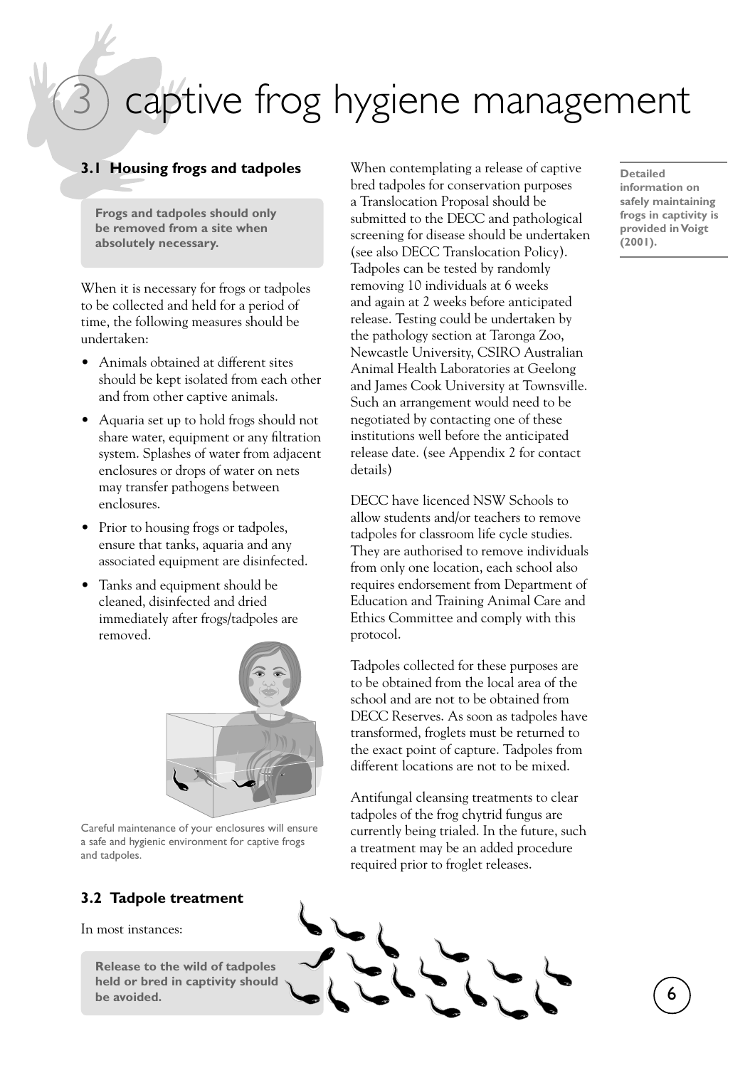# 3 captive frog hygiene management

## 3.1 Housing frogs and tadpoles

**Frogs and tadpoles should only be removed from a site when absolutely necessary.**

When it is necessary for frogs or tadpoles to be collected and held for a period of time, the following measures should be undertaken:

- Animals obtained at different sites should be kept isolated from each other and from other captive animals.
- Aquaria set up to hold frogs should not share water, equipment or any filtration system. Splashes of water from adjacent enclosures or drops of water on nets may transfer pathogens between enclosures.
- Prior to housing frogs or tadpoles, ensure that tanks, aquaria and any associated equipment are disinfected.
- Tanks and equipment should be cleaned, disinfected and dried immediately after frogs/tadpoles are removed.

Careful maintenance of your enclosures will ensure a safe and hygienic environment for captive frogs and tadpoles.

## 3.2 Tadpole treatment

In most instances:

**Release to the wild of tadpoles held or bred in captivity should be avoided.**

When contemplating a release of captive bred tadpoles for conservation purposes a Translocation Proposal should be submitted to the DECC and pathological screening for disease should be undertaken (see also DECC Translocation Policy). Tadpoles can be tested by randomly removing 10 individuals at 6 weeks and again at 2 weeks before anticipated release. Testing could be undertaken by the pathology section at Taronga Zoo, Newcastle University, CSIRO Australian Animal Health Laboratories at Geelong and James Cook University at Townsville. Such an arrangement would need to be negotiated by contacting one of these institutions well before the anticipated release date. (see Appendix 2 for contact details)

DECC have licenced NSW Schools to allow students and/or teachers to remove tadpoles for classroom life cycle studies. They are authorised to remove individuals from only one location, each school also requires endorsement from Department of Education and Training Animal Care and Ethics Committee and comply with this protocol.

Tadpoles collected for these purposes are to be obtained from the local area of the school and are not to be obtained from DECC Reserves. As soon as tadpoles have transformed, froglets must be returned to the exact point of capture. Tadpoles from different locations are not to be mixed.

Antifungal cleansing treatments to clear tadpoles of the frog chytrid fungus are currently being trialed. In the future, such a treatment may be an added procedure required prior to froglet releases.

**Detailed information on safely maintaining frogs in captivity is provided in Voigt (2001).**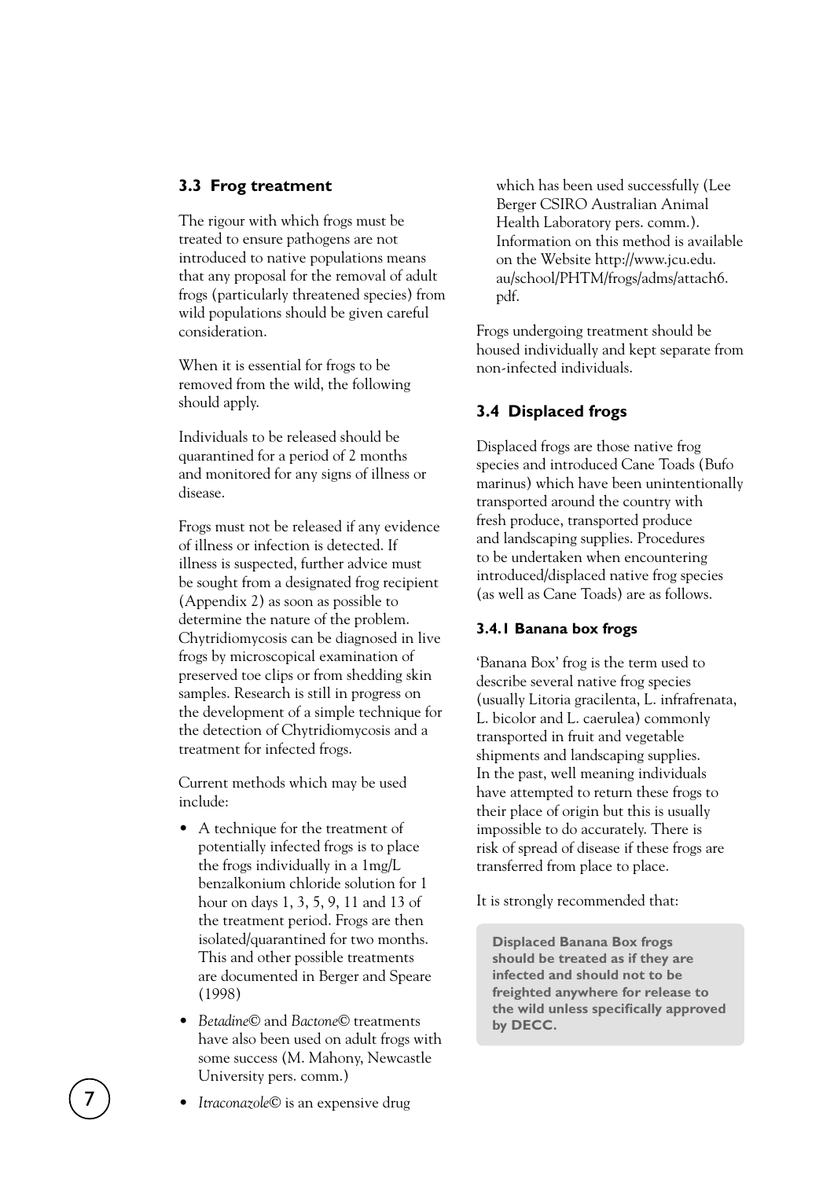## 3.3 Frog treatment

The rigour with which frogs must be treated to ensure pathogens are not introduced to native populations means that any proposal for the removal of adult frogs (particularly threatened species) from wild populations should be given careful consideration.

When it is essential for frogs to be removed from the wild, the following should apply.

Individuals to be released should be quarantined for a period of 2 months and monitored for any signs of illness or disease.

Frogs must not be released if any evidence of illness or infection is detected. If illness is suspected, further advice must be sought from a designated frog recipient (Appendix 2) as soon as possible to determine the nature of the problem. Chytridiomycosis can be diagnosed in live frogs by microscopical examination of preserved toe clips or from shedding skin samples. Research is still in progress on the development of a simple technique for the detection of Chytridiomycosis and a treatment for infected frogs.

Current methods which may be used include:

- A technique for the treatment of potentially infected frogs is to place the frogs individually in a 1mg/L benzalkonium chloride solution for 1 hour on days 1, 3, 5, 9, 11 and 13 of the treatment period. Frogs are then isolated/quarantined for two months. This and other possible treatments are documented in Berger and Speare (1998)
- *Betadine©* and *Bactone©* treatments have also been used on adult frogs with some success (M. Mahony, Newcastle University pers. comm.)
- *Itraconazole©* is an expensive drug which has been used successfully (Lee Berger CSIRO Australian Animal Health Laboratory pers. comm.). Information on this method is available on the Website http://www.jcu.edu.au/school/PHTM/frogs/adms/attach6.pdf.

Frogs undergoing treatment should be housed individually and kept separate from non-infected individuals.

## 3.4 Displaced frogs

Displaced frogs are those native frog species and introduced Cane Toads (Bufo marinus) which have been unintentionally transported around the country with fresh produce, transported produce and landscaping supplies. Procedures to be undertaken when encountering introduced/displaced native frog species (as well as Cane Toads) are as follows.

### 3.4.1 Banana box frogs

'Banana Box' frog is the term used to describe several native frog species (usually Litoria gracilenta, L. infrafrenata, L. bicolor and L. caerulea) commonly transported in fruit and vegetable shipments and landscaping supplies. In the past, well meaning individuals have attempted to return these frogs to their place of origin but this is usually impossible to do accurately. There is risk of spread of disease if these frogs are transferred from place to place.

It is strongly recommended that:

**Displaced Banana Box frogs should be treated as if they are infected and should not to be freighted anywhere for release to the wild unless specifically approved by DECC.**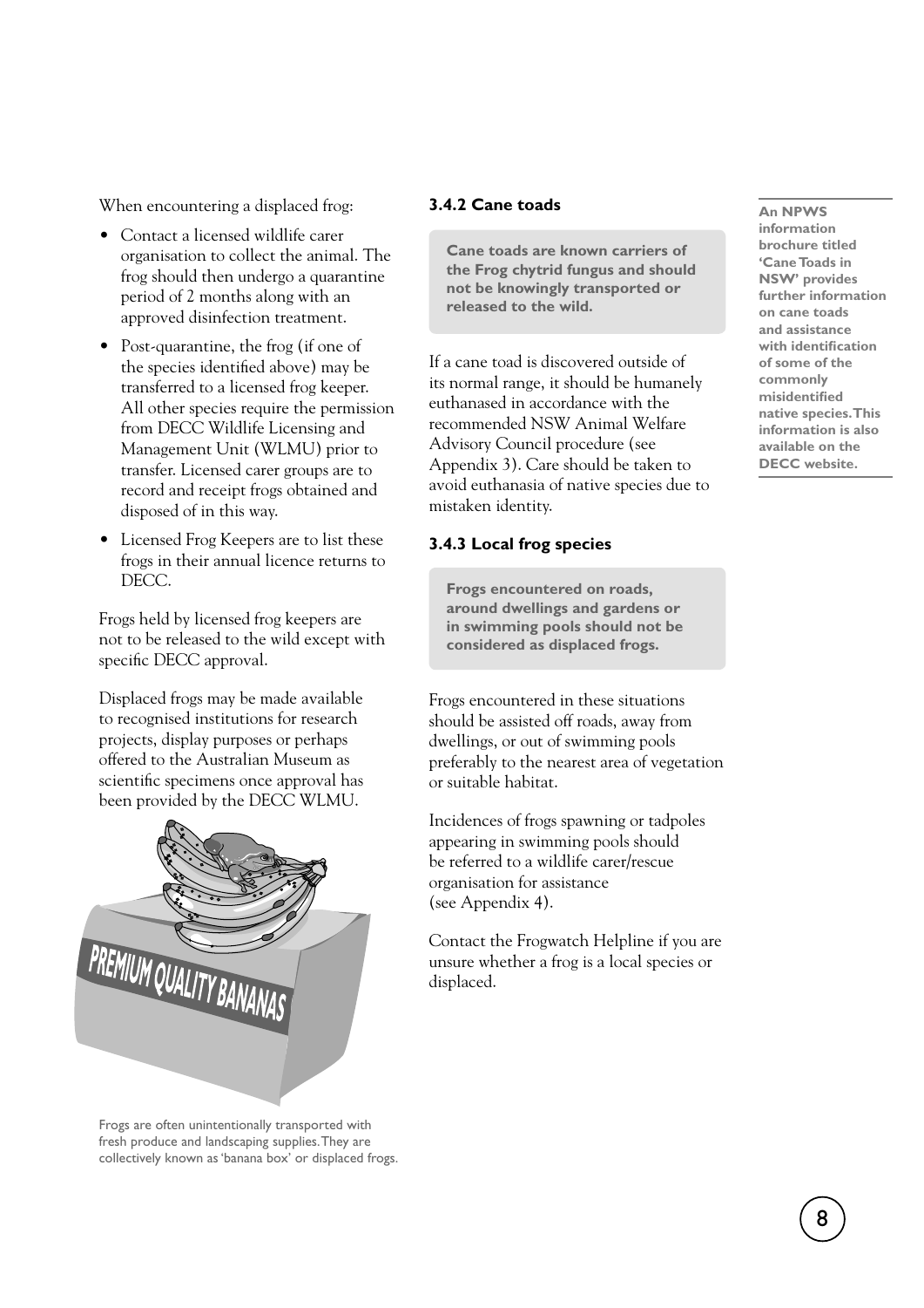When encountering a displaced frog:

- Contact a licensed wildlife carer organisation to collect the animal. The frog should then undergo a quarantine period of 2 months along with an approved disinfection treatment.
- Post-quarantine, the frog (if one of the species identified above) may be transferred to a licensed frog keeper. All other species require the permission from DECC Wildlife Licensing and Management Unit (WLMU) prior to transfer. Licensed carer groups are to record and receipt frogs obtained and disposed of in this way.
- Licensed Frog Keepers are to list these frogs in their annual licence returns to DECC.

Frogs held by licensed frog keepers are not to be released to the wild except with specific DECC approval.

Displaced frogs may be made available to recognised institutions for research projects, display purposes or perhaps offered to the Australian Museum as scientific specimens once approval has been provided by the DECC WLMU.

Frogs are often unintentionally transported with fresh produce and landscaping supplies. They are collectively known as 'banana box' or displaced frogs.

### 3.4.2 Cane toads

**Cane toads are known carriers of the Frog chytrid fungus and should not be knowingly transported or released to the wild.**

If a cane toad is discovered outside of its normal range, it should be humanely euthanased in accordance with the recommended NSW Animal Welfare Advisory Council procedure (see Appendix 3). Care should be taken to avoid euthanasia of native species due to mistaken identity.

### 3.4.3 Local frog species

**Frogs encountered on roads, around dwellings and gardens or in swimming pools should not be considered as displaced frogs.**

Frogs encountered in these situations should be assisted off roads, away from dwellings, or out of swimming pools preferably to the nearest area of vegetation or suitable habitat.

Incidences of frogs spawning or tadpoles appearing in swimming pools should be referred to a wildlife carer/rescue organisation for assistance (see Appendix 4).

Contact the Frogwatch Helpline if you are unsure whether a frog is a local species or displaced.

**An NPWS information brochure titled 'Cane Toads in NSW' provides further information on cane toads and assistance with identification of some of the commonly misidentified native species. This information is also available on the DECC website.**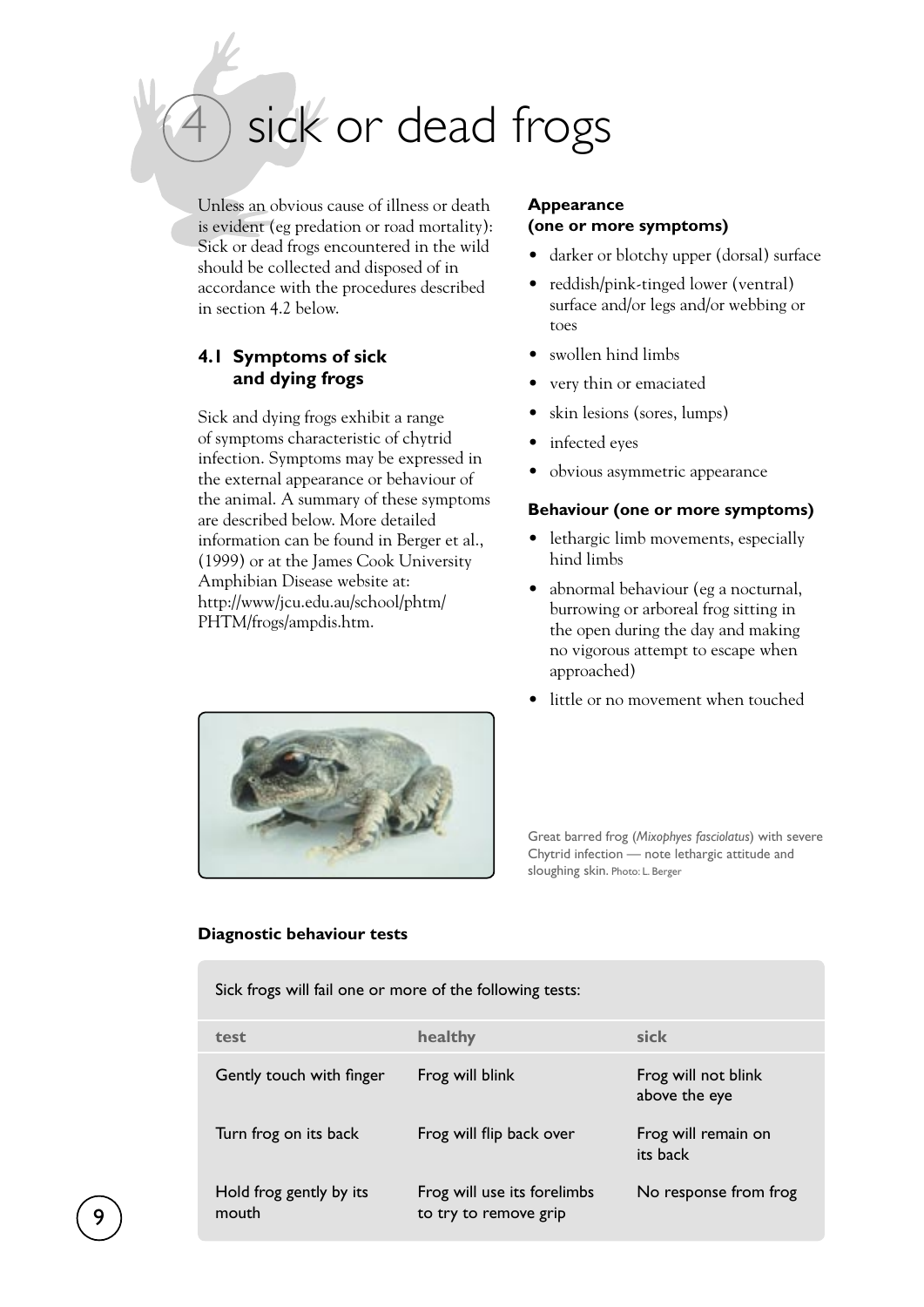# 4 sick or dead frogs

Unless an obvious cause of illness or death is evident (eg predation or road mortality): Sick or dead frogs encountered in the wild should be collected and disposed of in accordance with the procedures described in section 4.2 below.

## 4.1 Symptoms of sick and dying frogs

Sick and dying frogs exhibit a range of symptoms characteristic of chytrid infection. Symptoms may be expressed in the external appearance or behaviour of the animal. A summary of these symptoms are described below. More detailed information can be found in Berger et al., (1999) or at the James Cook University Amphibian Disease website at: http://www.jcu.edu.au/school/phtm/PHTM/frogs/ampdis.htm.

**Appearance (one or more symptoms)**

- darker or blotchy upper (dorsal) surface
- reddish/pink-tinged lower (ventral) surface and/or legs and/or webbing or toes
- swollen hind limbs
- very thin or emaciated
- skin lesions (sores, lumps)
- infected eyes
- obvious asymmetric appearance

**Behaviour (one or more symptoms)**

- lethargic limb movements, especially hind limbs
- abnormal behaviour (eg a nocturnal, burrowing or arboreal frog sitting in the open during the day and making no vigorous attempt to escape when approached)
- little or no movement when touched

Great barred frog (*Mixophyes fasciolatus*) with severe Chytrid infection — note lethargic attitude and sloughing skin. Photo: L. Berger

**Diagnostic behaviour tests**

Sick frogs will fail one or more of the following tests:

| test | healthy | sick |
|---|---|---|
| Gently touch with finger | Frog will blink | Frog will not blink above the eye |
| Turn frog on its back | Frog will flip back over | Frog will remain on its back |
| Hold frog gently by its mouth | Frog will use its forelimbs to try to remove grip | No response from frog |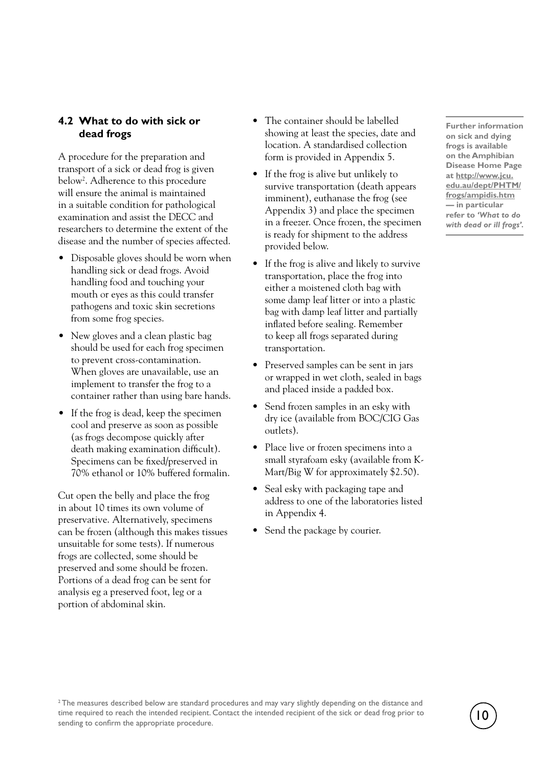## 4.2 What to do with sick or dead frogs

A procedure for the preparation and transport of a sick or dead frog is given below[2]. Adherence to this procedure will ensure the animal is maintained in a suitable condition for pathological examination and assist the DECC and researchers to determine the extent of the disease and the number of species affected.

- Disposable gloves should be worn when handling sick or dead frogs. Avoid handling food and touching your mouth or eyes as this could transfer pathogens and toxic skin secretions from some frog species.
- New gloves and a clean plastic bag should be used for each frog specimen to prevent cross-contamination. When gloves are unavailable, use an implement to transfer the frog to a container rather than using bare hands.
- If the frog is dead, keep the specimen cool and preserve as soon as possible (as frogs decompose quickly after death making examination difficult). Specimens can be fixed/preserved in 70% ethanol or 10% buffered formalin.

Cut open the belly and place the frog in about 10 times its own volume of preservative. Alternatively, specimens can be frozen (although this makes tissues unsuitable for some tests). If numerous frogs are collected, some should be preserved and some should be frozen. Portions of a dead frog can be sent for analysis eg a preserved foot, leg or a portion of abdominal skin.

- The container should be labelled showing at least the species, date and location. A standardised collection form is provided in Appendix 5.
- If the frog is alive but unlikely to survive transportation (death appears imminent), euthanase the frog (see Appendix 3) and place the specimen in a freezer. Once frozen, the specimen is ready for shipment to the address provided below.
- If the frog is alive and likely to survive transportation, place the frog into either a moistened cloth bag with some damp leaf litter or into a plastic bag with damp leaf litter and partially inflated before sealing. Remember to keep all frogs separated during transportation.
- Preserved samples can be sent in jars or wrapped in wet cloth, sealed in bags and placed inside a padded box.
- Send frozen samples in an esky with dry ice (available from BOC/CIG Gas outlets).
- Place live or frozen specimens into a small styrafoam esky (available from K-Mart/Big W for approximately $2.50).
- Seal esky with packaging tape and address to one of the laboratories listed in Appendix 4.
- Send the package by courier.

**Further information on sick and dying frogs is available on the Amphibian Disease Home Page at http://www.jcu.edu.au/dept/PHTM/frogs/ampidis.htm — in particular refer to *'What to do with dead or ill frogs'*.**

[2] The measures described below are standard procedures and may vary slightly depending on the distance and time required to reach the intended recipient. Contact the intended recipient of the sick or dead frog prior to sending to confirm the appropriate procedure.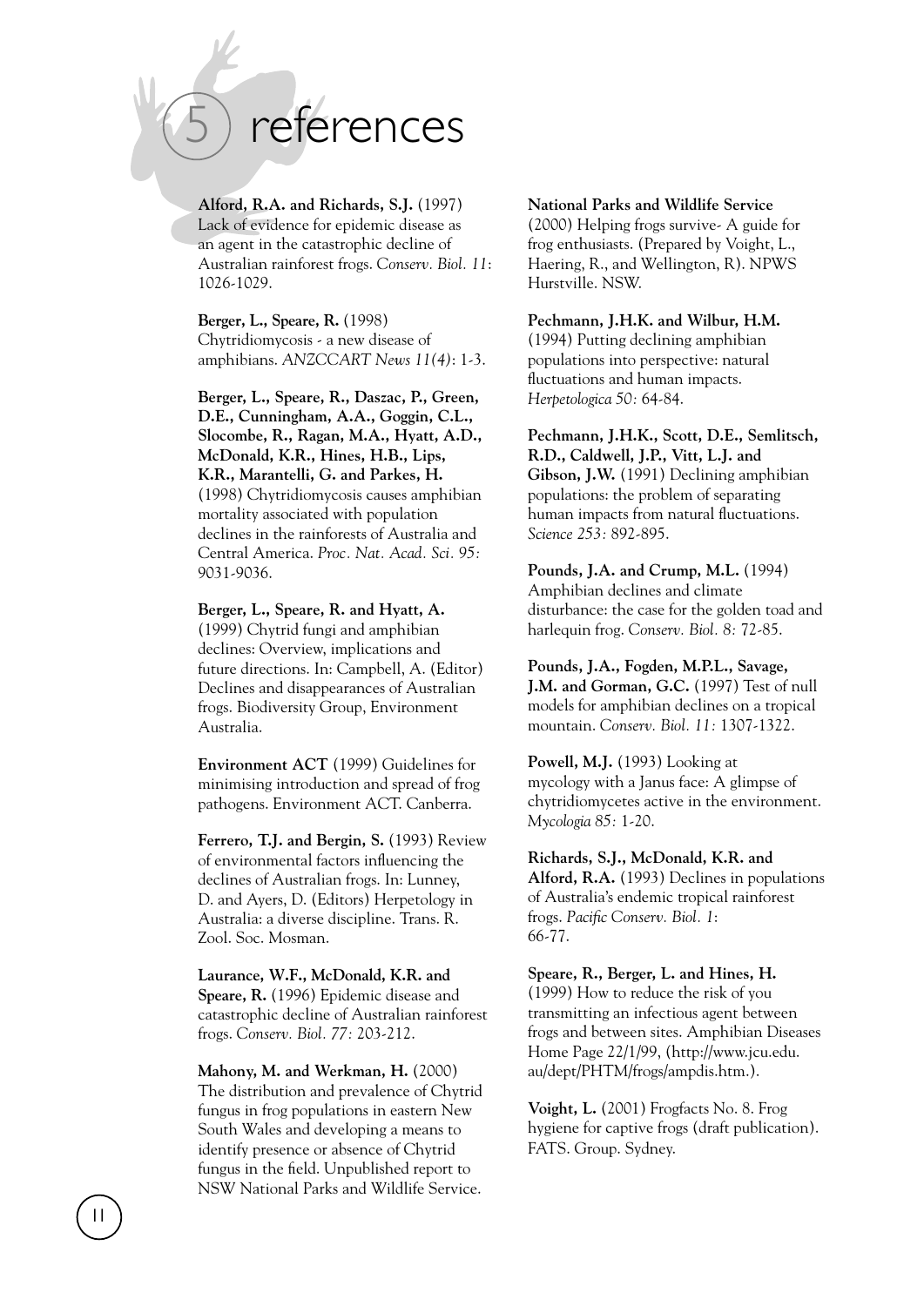# 5 references

**Alford, R.A. and Richards, S.J.** (1997) Lack of evidence for epidemic disease as an agent in the catastrophic decline of Australian rainforest frogs. *Conserv. Biol. 11*: 1026-1029.

**Berger, L., Speare, R.** (1998) Chytridiomycosis - a new disease of amphibians. *ANZCCART News 11(4)*: 1-3.

**Berger, L., Speare, R., Daszac, P., Green, D.E., Cunningham, A.A., Goggin, C.L., Slocombe, R., Ragan, M.A., Hyatt, A.D., McDonald, K.R., Hines, H.B., Lips, K.R., Marantelli, G. and Parkes, H.** (1998) Chytridiomycosis causes amphibian mortality associated with population declines in the rainforests of Australia and Central America. *Proc. Nat. Acad. Sci. 95:* 9031-9036.

**Berger, L., Speare, R. and Hyatt, A.** (1999) Chytrid fungi and amphibian declines: Overview, implications and future directions. In: Campbell, A. (Editor) Declines and disappearances of Australian frogs. Biodiversity Group, Environment Australia.

**Environment ACT** (1999) Guidelines for minimising introduction and spread of frog pathogens. Environment ACT. Canberra.

**Ferrero, T.J. and Bergin, S.** (1993) Review of environmental factors influencing the declines of Australian frogs. In: Lunney, D. and Ayers, D. (Editors) Herpetology in Australia: a diverse discipline. Trans. R. Zool. Soc. Mosman.

**Laurance, W.F., McDonald, K.R. and Speare, R.** (1996) Epidemic disease and catastrophic decline of Australian rainforest frogs. *Conserv. Biol. 77:* 203-212.

**Mahony, M. and Werkman, H.** (2000) The distribution and prevalence of Chytrid fungus in frog populations in eastern New South Wales and developing a means to identify presence or absence of Chytrid fungus in the field. Unpublished report to NSW National Parks and Wildlife Service.

**National Parks and Wildlife Service** (2000) Helping frogs survive- A guide for frog enthusiasts. (Prepared by Voight, L., Haering, R., and Wellington, R). NPWS Hurstville. NSW.

**Pechmann, J.H.K. and Wilbur, H.M.** (1994) Putting declining amphibian populations into perspective: natural fluctuations and human impacts. *Herpetologica 50:* 64-84.

**Pechmann, J.H.K., Scott, D.E., Semlitsch, R.D., Caldwell, J.P., Vitt, L.J. and Gibson, J.W.** (1991) Declining amphibian populations: the problem of separating human impacts from natural fluctuations. *Science 253:* 892-895.

**Pounds, J.A. and Crump, M.L.** (1994) Amphibian declines and climate disturbance: the case for the golden toad and harlequin frog. *Conserv. Biol. 8:* 72-85.

**Pounds, J.A., Fogden, M.P.L., Savage, J.M. and Gorman, G.C.** (1997) Test of null models for amphibian declines on a tropical mountain. *Conserv. Biol. 11:* 1307-1322.

**Powell, M.J.** (1993) Looking at mycology with a Janus face: A glimpse of chytridiomycetes active in the environment. *Mycologia 85:* 1-20.

**Richards, S.J., McDonald, K.R. and Alford, R.A.** (1993) Declines in populations of Australia's endemic tropical rainforest frogs. *Pacific Conserv. Biol. 1*: 66-77.

**Speare, R., Berger, L. and Hines, H.** (1999) How to reduce the risk of you transmitting an infectious agent between frogs and between sites. Amphibian Diseases Home Page 22/1/99, (http://www.jcu.edu.au/dept/PHTM/frogs/ampdis.htm.).

**Voight, L.** (2001) Frogfacts No. 8. Frog hygiene for captive frogs (draft publication). FATS. Group. Sydney.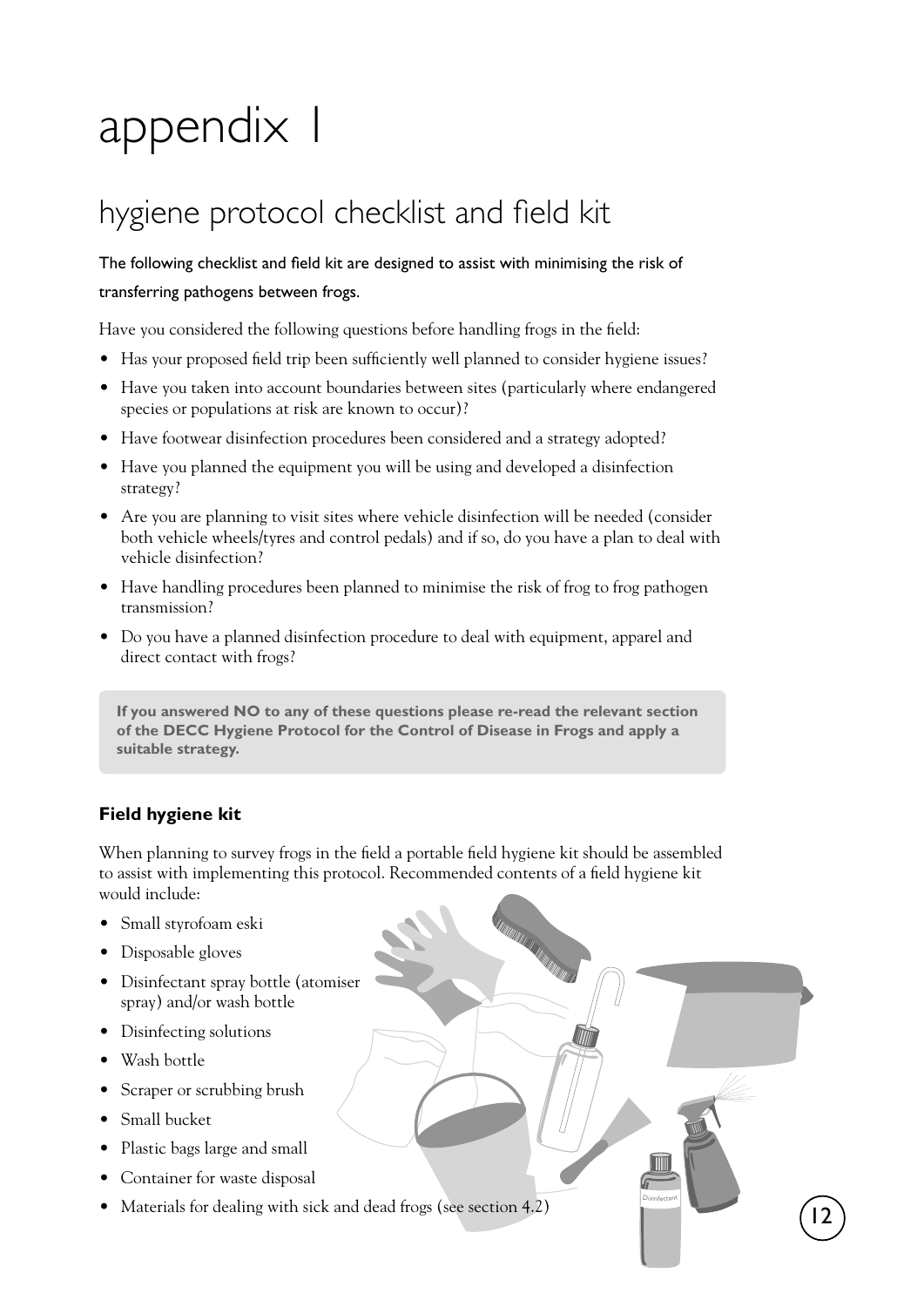# appendix 1

## hygiene protocol checklist and field kit

The following checklist and field kit are designed to assist with minimising the risk of transferring pathogens between frogs.

Have you considered the following questions before handling frogs in the field:

- Has your proposed field trip been sufficiently well planned to consider hygiene issues?
- Have you taken into account boundaries between sites (particularly where endangered species or populations at risk are known to occur)?
- Have footwear disinfection procedures been considered and a strategy adopted?
- Have you planned the equipment you will be using and developed a disinfection strategy?
- Are you are planning to visit sites where vehicle disinfection will be needed (consider both vehicle wheels/tyres and control pedals) and if so, do you have a plan to deal with vehicle disinfection?
- Have handling procedures been planned to minimise the risk of frog to frog pathogen transmission?
- Do you have a planned disinfection procedure to deal with equipment, apparel and direct contact with frogs?

**If you answered NO to any of these questions please re-read the relevant section of the DECC Hygiene Protocol for the Control of Disease in Frogs and apply a suitable strategy.**

### Field hygiene kit

When planning to survey frogs in the field a portable field hygiene kit should be assembled to assist with implementing this protocol. Recommended contents of a field hygiene kit would include:

- Small styrofoam eski
- Disposable gloves
- Disinfectant spray bottle (atomiser spray) and/or wash bottle
- Disinfecting solutions
- Wash bottle
- Scraper or scrubbing brush
- Small bucket
- Plastic bags large and small
- Container for waste disposal
- Materials for dealing with sick and dead frogs (see section 4.2)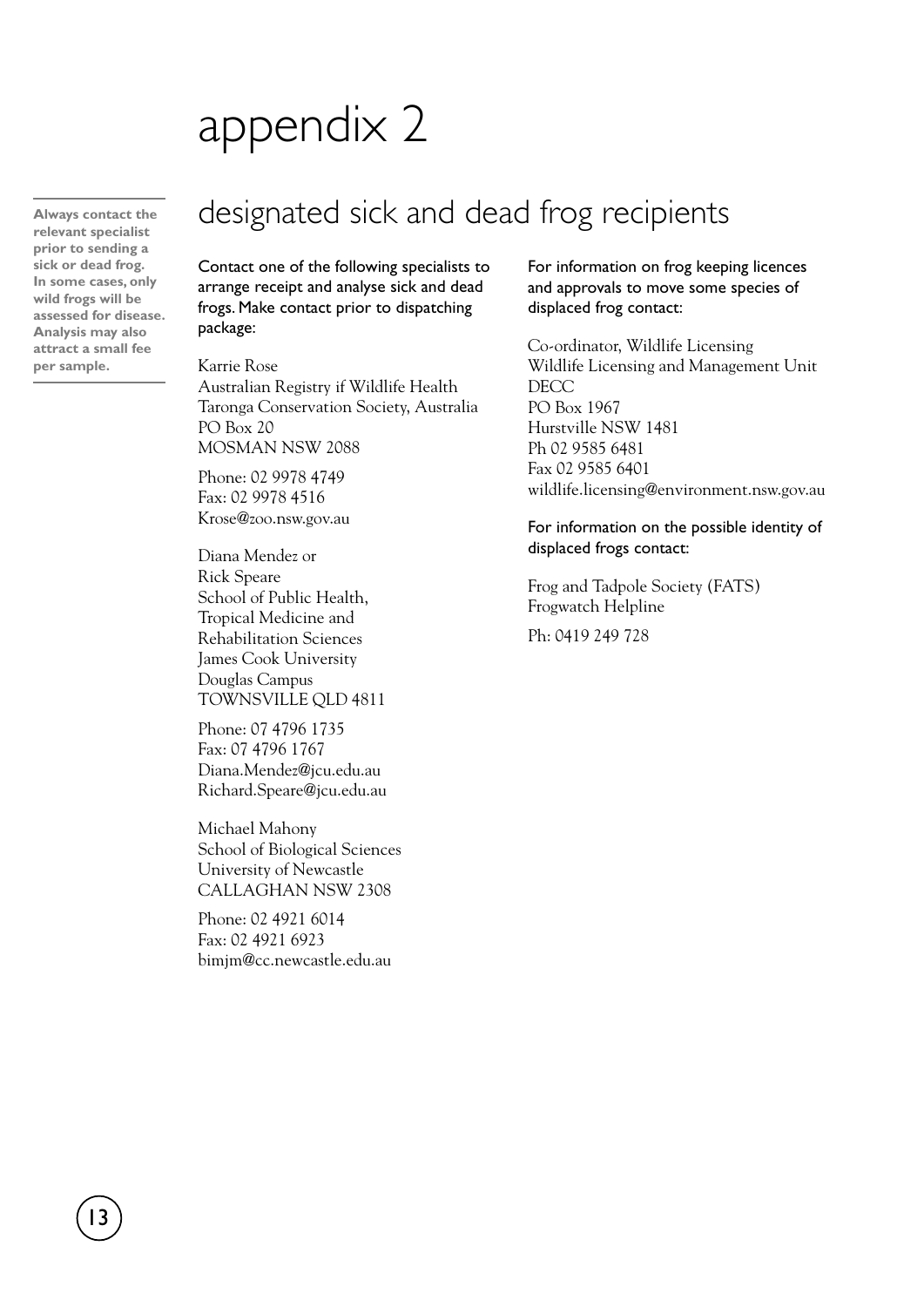# appendix 2

## designated sick and dead frog recipients

**Always contact the relevant specialist prior to sending a sick or dead frog. In some cases, only wild frogs will be assessed for disease. Analysis may also attract a small fee per sample.**

Contact one of the following specialists to arrange receipt and analyse sick and dead frogs. Make contact prior to dispatching package:

Karrie Rose
Australian Registry if Wildlife Health
Taronga Conservation Society, Australia
PO Box 20
MOSMAN NSW 2088

Phone: 02 9978 4749
Fax: 02 9978 4516
Krose@zoo.nsw.gov.au

Diana Mendez or
Rick Speare
School of Public Health,
Tropical Medicine and
Rehabilitation Sciences
James Cook University
Douglas Campus
TOWNSVILLE QLD 4811

Phone: 07 4796 1735
Fax: 07 4796 1767
Diana.Mendez@jcu.edu.au
Richard.Speare@jcu.edu.au

Michael Mahony
School of Biological Sciences
University of Newcastle
CALLAGHAN NSW 2308

Phone: 02 4921 6014
Fax: 02 4921 6923
bimjm@cc.newcastle.edu.au

For information on frog keeping licences and approvals to move some species of displaced frog contact:

Co-ordinator, Wildlife Licensing
Wildlife Licensing and Management Unit
DECC
PO Box 1967
Hurstville NSW 1481
Ph 02 9585 6481
Fax 02 9585 6401
wildlife.licensing@environment.nsw.gov.au

For information on the possible identity of displaced frogs contact:

Frog and Tadpole Society (FATS)
Frogwatch Helpline

Ph: 0419 249 728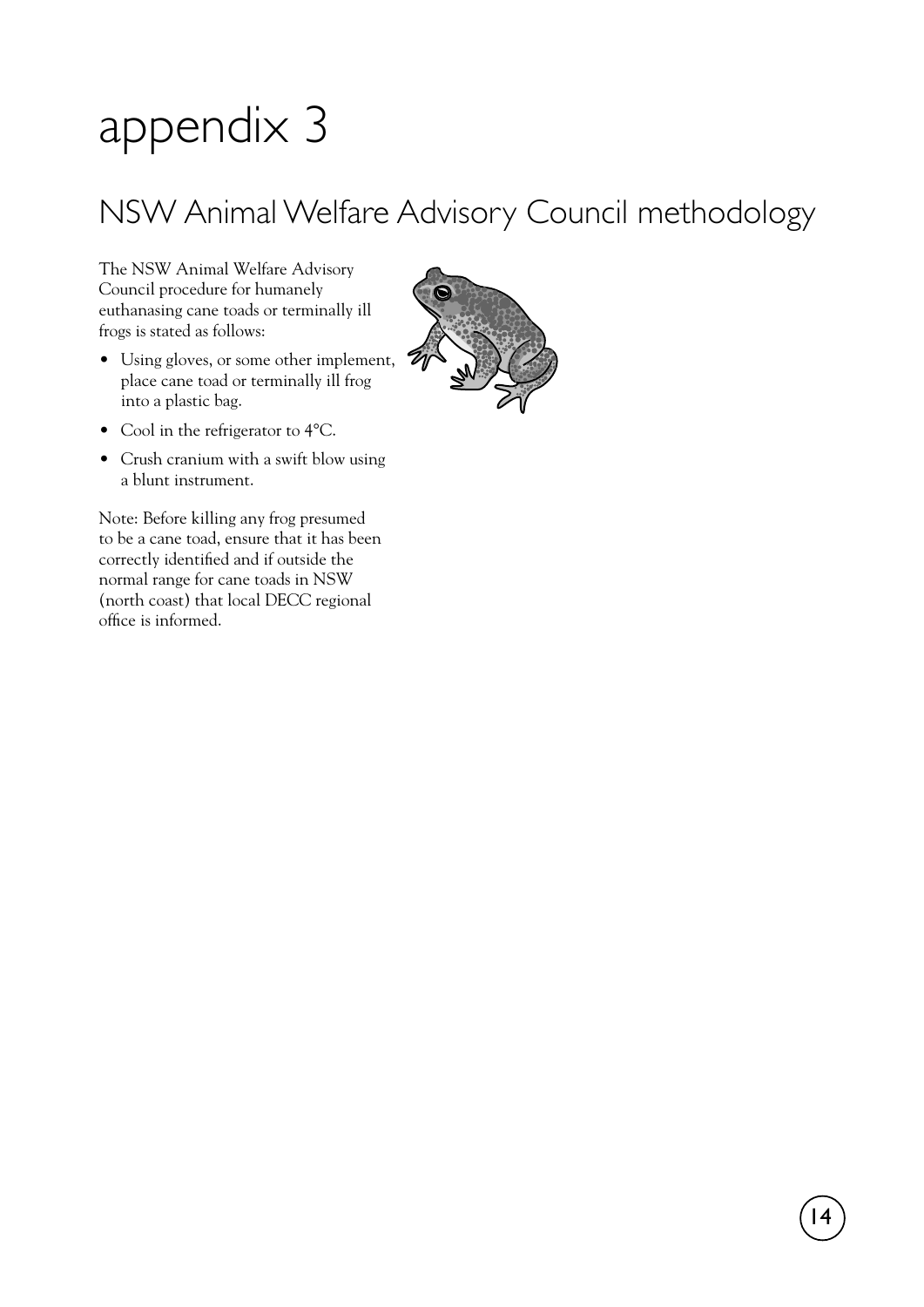# appendix 3

## NSW Animal Welfare Advisory Council methodology

The NSW Animal Welfare Advisory Council procedure for humanely euthanasing cane toads or terminally ill frogs is stated as follows:

- Using gloves, or some other implement, place cane toad or terminally ill frog into a plastic bag.
- Cool in the refrigerator to 4°C.
- Crush cranium with a swift blow using a blunt instrument.

Note: Before killing any frog presumed to be a cane toad, ensure that it has been correctly identified and if outside the normal range for cane toads in NSW (north coast) that local DECC regional office is informed.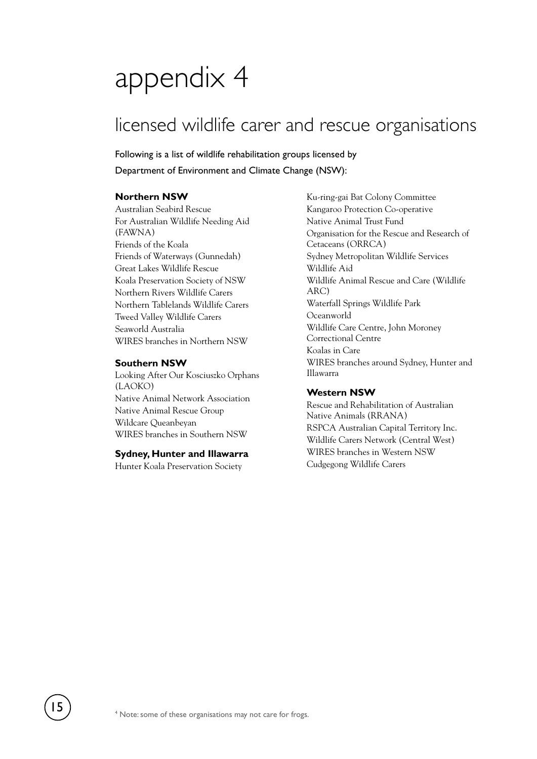# appendix 4

## licensed wildlife carer and rescue organisations

Following is a list of wildlife rehabilitation groups licensed by Department of Environment and Climate Change (NSW):

**Northern NSW**

Australian Seabird Rescue
For Australian Wildlife Needing Aid (FAWNA)
Friends of the Koala
Friends of Waterways (Gunnedah)
Great Lakes Wildlife Rescue
Koala Preservation Society of NSW
Northern Rivers Wildlife Carers
Northern Tablelands Wildlife Carers
Tweed Valley Wildlife Carers
Seaworld Australia
WIRES branches in Northern NSW

**Southern NSW**

Looking After Our Kosciuszko Orphans (LAOKO)
Native Animal Network Association
Native Animal Rescue Group
Wildcare Queanbeyan
WIRES branches in Southern NSW

**Sydney, Hunter and Illawarra**

Hunter Koala Preservation Society
Ku-ring-gai Bat Colony Committee
Kangaroo Protection Co-operative
Native Animal Trust Fund
Organisation for the Rescue and Research of Cetaceans (ORRCA)
Sydney Metropolitan Wildlife Services
Wildlife Aid
Wildlife Animal Rescue and Care (Wildlife ARC)
Waterfall Springs Wildlife Park
Oceanworld
Wildlife Care Centre, John Moroney Correctional Centre
Koalas in Care
WIRES branches around Sydney, Hunter and Illawarra

**Western NSW**

Rescue and Rehabilitation of Australian Native Animals (RRANA)
RSPCA Australian Capital Territory Inc.
Wildlife Carers Network (Central West)
WIRES branches in Western NSW
Cudgegong Wildlife Carers

[4] Note: some of these organisations may not care for frogs.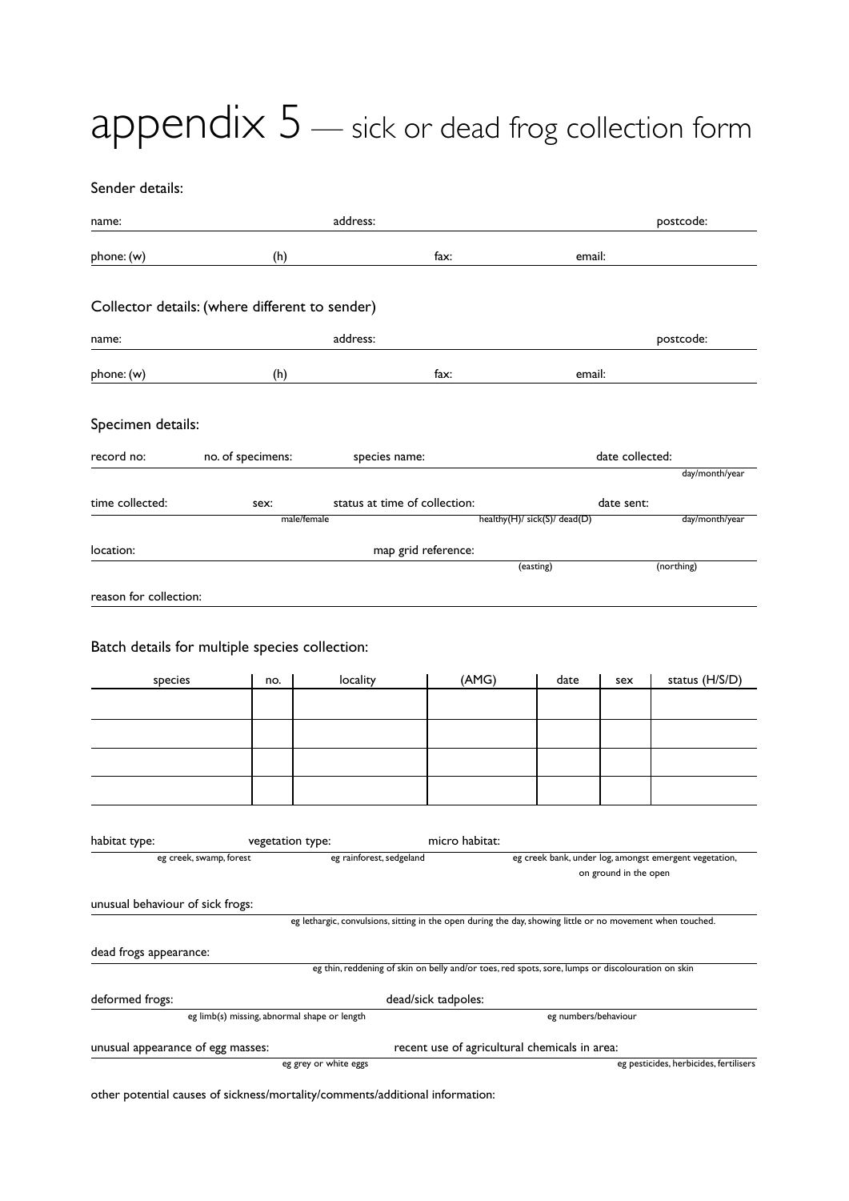# appendix 5 — sick or dead frog collection form

Sender details:

name: address: postcode:

phone: (w) (h) fax: email:

Collector details: (where different to sender)

name: address: postcode:

phone: (w) (h) fax: email:

Specimen details:

record no: no. of specimens: species name: date collected: day/month/year

time collected: sex: male/female status at time of collection: healthy(H)/ sick(S)/ dead(D) date sent: day/month/year

location: map grid reference: (easting) (northing)

reason for collection:

Batch details for multiple species collection:

| species | no. | locality | (AMG) | date | sex | status (H/S/D) |
|---|---|---|---|---|---|---|
| | | | | | | |
| | | | | | | |
| | | | | | | |
| | | | | | | |

habitat type: eg creek, swamp, forest vegetation type: eg rainforest, sedgeland micro habitat: eg creek bank, under log, amongst emergent vegetation, on ground in the open

unusual behaviour of sick frogs: eg lethargic, convulsions, sitting in the open during the day, showing little or no movement when touched.

dead frogs appearance: eg thin, reddening of skin on belly and/or toes, red spots, sore, lumps or discolouration on skin

deformed frogs: eg limb(s) missing, abnormal shape or length dead/sick tadpoles: eg numbers/behaviour

unusual appearance of egg masses: eg grey or white eggs recent use of agricultural chemicals in area: eg pesticides, herbicides, fertilisers

other potential causes of sickness/mortality/comments/additional information: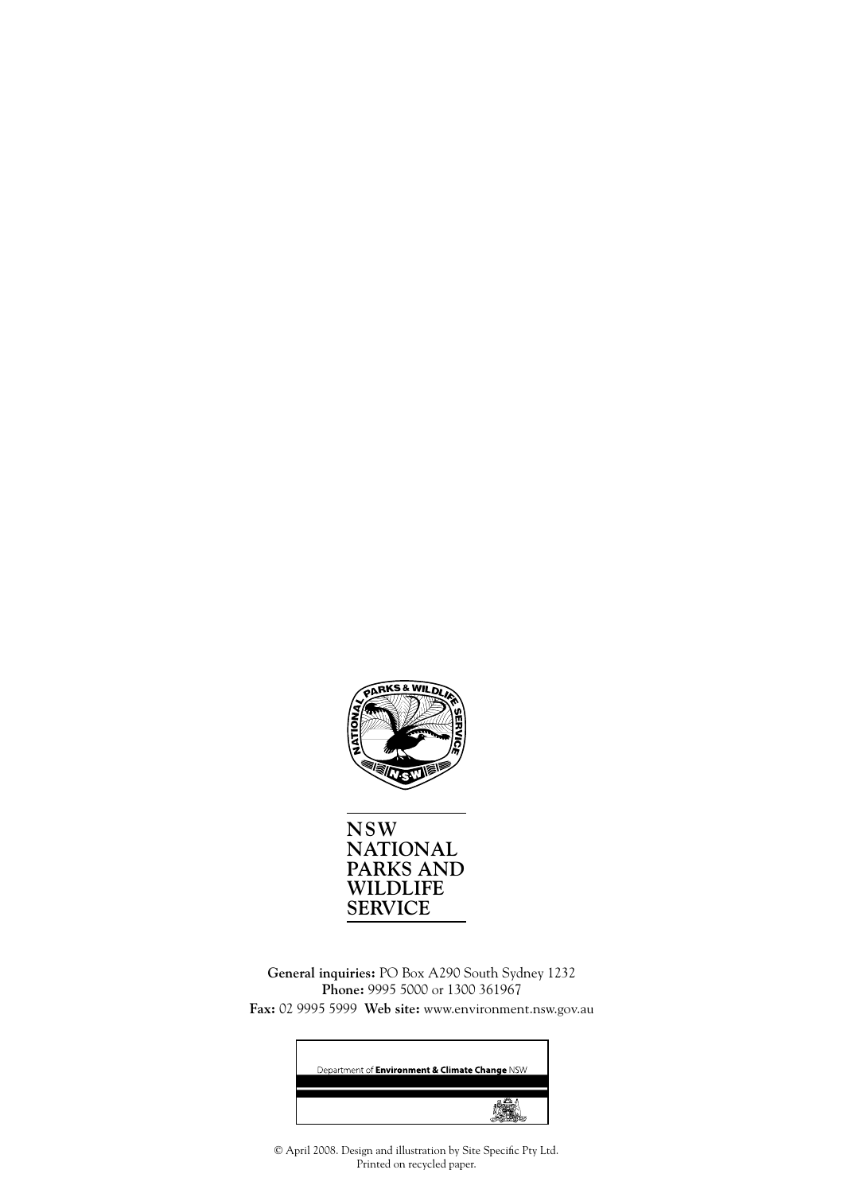NSW
NATIONAL
PARKS AND
WILDLIFE
SERVICE

**General inquiries:** PO Box A290 South Sydney 1232
**Phone:** 9995 5000 or 1300 361967
**Fax:** 02 9995 5999 **Web site:** www.environment.nsw.gov.au

Department of **Environment & Climate Change** NSW

© April 2008. Design and illustration by Site Specific Pty Ltd.
Printed on recycled paper.